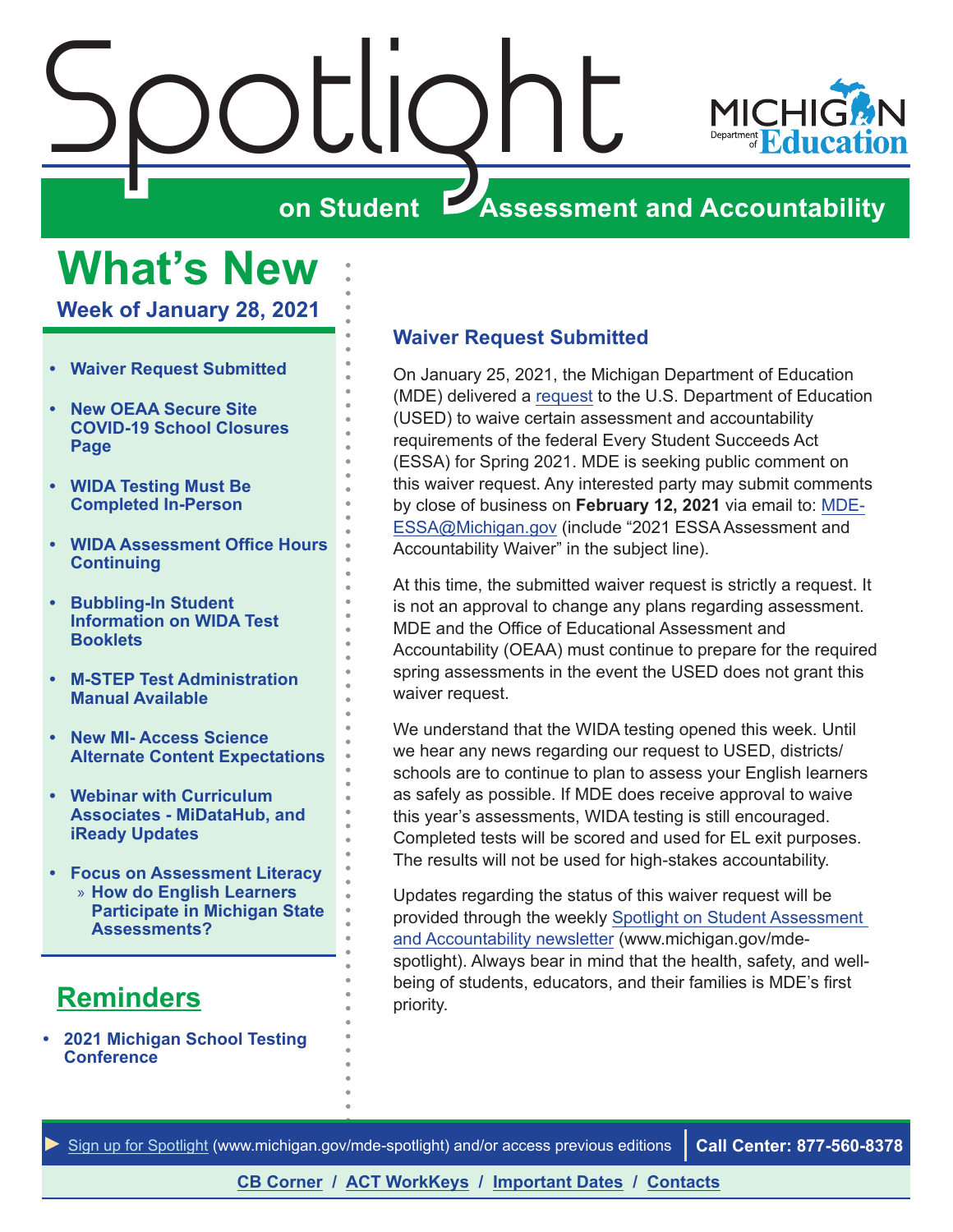# Spotlight on Student Assessment and Accountability

MICHIGAN Department of Education

## What's New

**Week of January 28, 2021**

- Waiver Request Submitted
- New OEAA Secure Site COVID-19 School Closures Page
- WIDA Testing Must Be Completed In-Person
- WIDA Assessment Office Hours Continuing
- Bubbling-In Student Information on WIDA Test Booklets
- M-STEP Test Administration Manual Available
- New MI- Access Science Alternate Content Expectations
- Webinar with Curriculum Associates - MiDataHub, and iReady Updates
- Focus on Assessment Literacy
  - How do English Learners Participate in Michigan State Assessments?

## Reminders

- 2021 Michigan School Testing Conference

### Waiver Request Submitted

On January 25, 2021, the Michigan Department of Education (MDE) delivered a request to the U.S. Department of Education (USED) to waive certain assessment and accountability requirements of the federal Every Student Succeeds Act (ESSA) for Spring 2021. MDE is seeking public comment on this waiver request. Any interested party may submit comments by close of business on **February 12, 2021** via email to: MDE-ESSA@Michigan.gov (include "2021 ESSA Assessment and Accountability Waiver" in the subject line).

At this time, the submitted waiver request is strictly a request. It is not an approval to change any plans regarding assessment. MDE and the Office of Educational Assessment and Accountability (OEAA) must continue to prepare for the required spring assessments in the event the USED does not grant this waiver request.

We understand that the WIDA testing opened this week. Until we hear any news regarding our request to USED, districts/schools are to continue to plan to assess your English learners as safely as possible. If MDE does receive approval to waive this year's assessments, WIDA testing is still encouraged. Completed tests will be scored and used for EL exit purposes. The results will not be used for high-stakes accountability.

Updates regarding the status of this waiver request will be provided through the weekly Spotlight on Student Assessment and Accountability newsletter (www.michigan.gov/mde-spotlight). Always bear in mind that the health, safety, and well-being of students, educators, and their families is MDE's first priority.

Sign up for Spotlight (www.michigan.gov/mde-spotlight) and/or access previous editions | **Call Center: 877-560-8378**

**CB Corner / ACT WorkKeys / Important Dates / Contacts**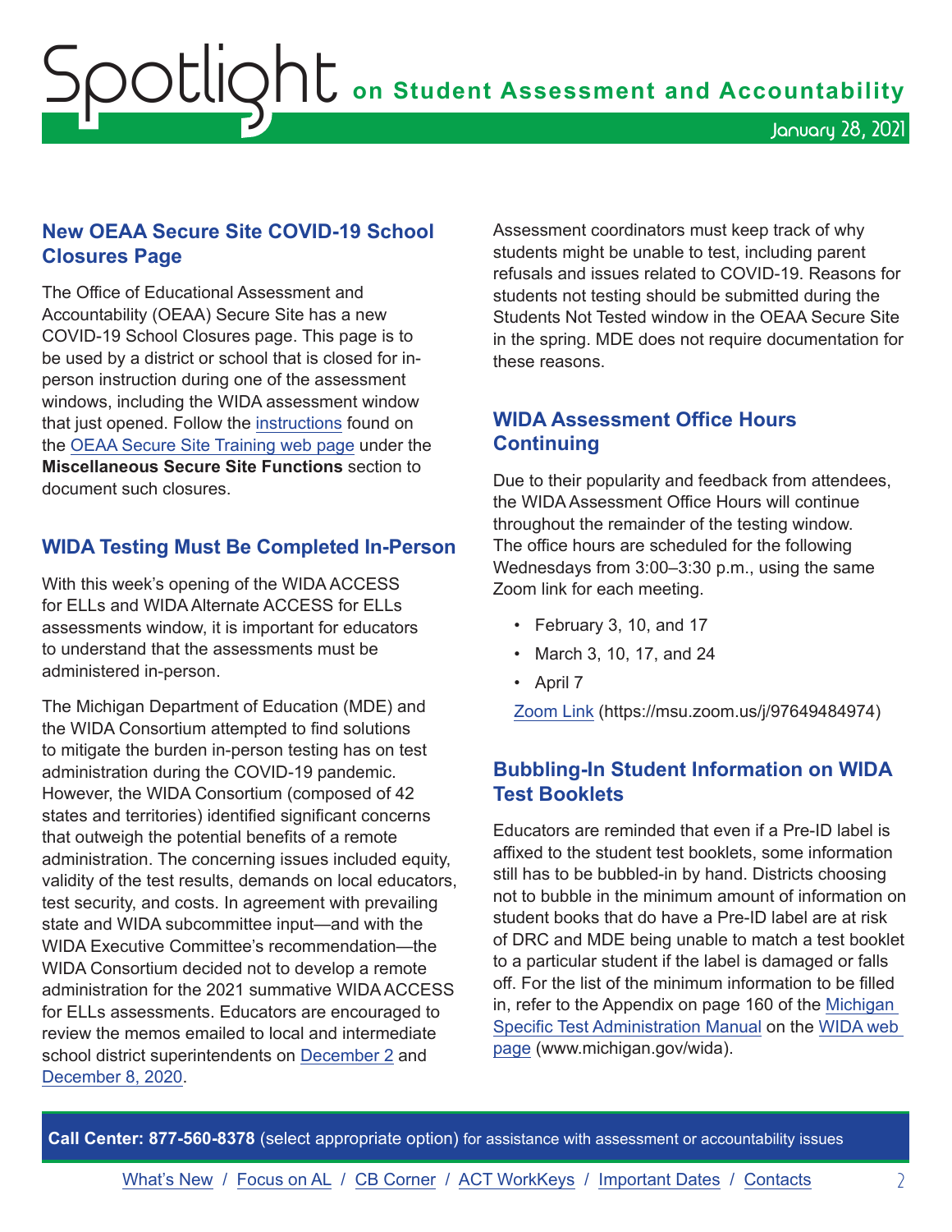## New OEAA Secure Site COVID-19 School Closures Page

The Office of Educational Assessment and Accountability (OEAA) Secure Site has a new COVID-19 School Closures page. This page is to be used by a district or school that is closed for in-person instruction during one of the assessment windows, including the WIDA assessment window that just opened. Follow the instructions found on the OEAA Secure Site Training web page under the **Miscellaneous Secure Site Functions** section to document such closures.

## WIDA Testing Must Be Completed In-Person

With this week's opening of the WIDA ACCESS for ELLs and WIDA Alternate ACCESS for ELLs assessments window, it is important for educators to understand that the assessments must be administered in-person.

The Michigan Department of Education (MDE) and the WIDA Consortium attempted to find solutions to mitigate the burden in-person testing has on test administration during the COVID-19 pandemic. However, the WIDA Consortium (composed of 42 states and territories) identified significant concerns that outweigh the potential benefits of a remote administration. The concerning issues included equity, validity of the test results, demands on local educators, test security, and costs. In agreement with prevailing state and WIDA subcommittee input—and with the WIDA Executive Committee's recommendation—the WIDA Consortium decided not to develop a remote administration for the 2021 summative WIDA ACCESS for ELLs assessments. Educators are encouraged to review the memos emailed to local and intermediate school district superintendents on December 2 and December 8, 2020.

Assessment coordinators must keep track of why students might be unable to test, including parent refusals and issues related to COVID-19. Reasons for students not testing should be submitted during the Students Not Tested window in the OEAA Secure Site in the spring. MDE does not require documentation for these reasons.

## WIDA Assessment Office Hours Continuing

Due to their popularity and feedback from attendees, the WIDA Assessment Office Hours will continue throughout the remainder of the testing window. The office hours are scheduled for the following Wednesdays from 3:00–3:30 p.m., using the same Zoom link for each meeting.

- February 3, 10, and 17
- March 3, 10, 17, and 24
- April 7

Zoom Link (https://msu.zoom.us/j/97649484974)

## Bubbling-In Student Information on WIDA Test Booklets

Educators are reminded that even if a Pre-ID label is affixed to the student test booklets, some information still has to be bubbled-in by hand. Districts choosing not to bubble in the minimum amount of information on student books that do have a Pre-ID label are at risk of DRC and MDE being unable to match a test booklet to a particular student if the label is damaged or falls off. For the list of the minimum information to be filled in, refer to the Appendix on page 160 of the Michigan Specific Test Administration Manual on the WIDA web page (www.michigan.gov/wida).

**Call Center: 877-560-8378** (select appropriate option) for assistance with assessment or accountability issues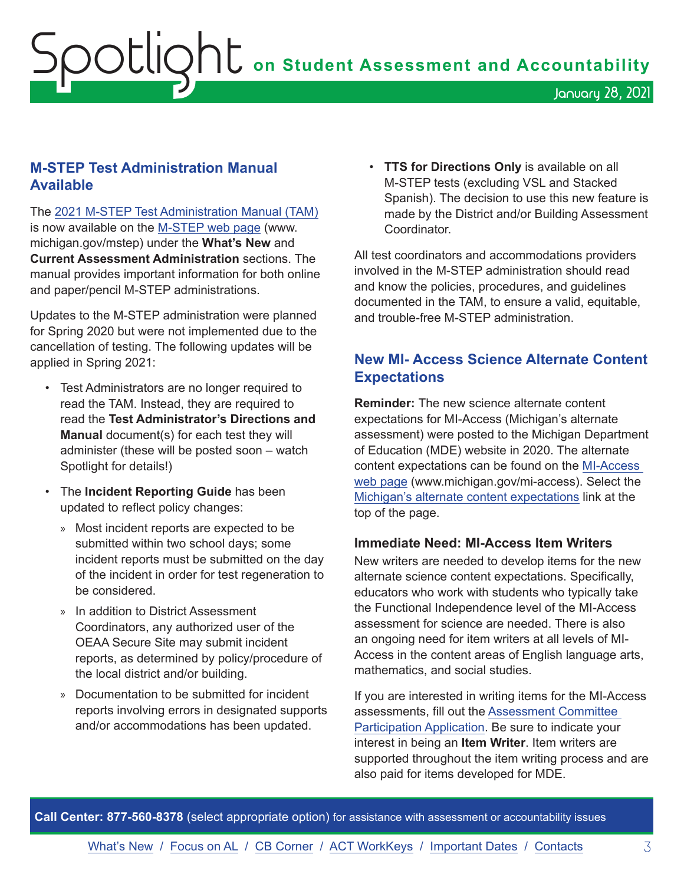## M-STEP Test Administration Manual Available

The 2021 M-STEP Test Administration Manual (TAM) is now available on the M-STEP web page (www.michigan.gov/mstep) under the **What's New** and **Current Assessment Administration** sections. The manual provides important information for both online and paper/pencil M-STEP administrations.

Updates to the M-STEP administration were planned for Spring 2020 but were not implemented due to the cancellation of testing. The following updates will be applied in Spring 2021:

- Test Administrators are no longer required to read the TAM. Instead, they are required to read the **Test Administrator's Directions and Manual** document(s) for each test they will administer (these will be posted soon – watch Spotlight for details!)
- The **Incident Reporting Guide** has been updated to reflect policy changes:
  - Most incident reports are expected to be submitted within two school days; some incident reports must be submitted on the day of the incident in order for test regeneration to be considered.
  - In addition to District Assessment Coordinators, any authorized user of the OEAA Secure Site may submit incident reports, as determined by policy/procedure of the local district and/or building.
  - Documentation to be submitted for incident reports involving errors in designated supports and/or accommodations has been updated.
- **TTS for Directions Only** is available on all M-STEP tests (excluding VSL and Stacked Spanish). The decision to use this new feature is made by the District and/or Building Assessment Coordinator.

All test coordinators and accommodations providers involved in the M-STEP administration should read and know the policies, procedures, and guidelines documented in the TAM, to ensure a valid, equitable, and trouble-free M-STEP administration.

## New MI- Access Science Alternate Content Expectations

**Reminder:** The new science alternate content expectations for MI-Access (Michigan's alternate assessment) were posted to the Michigan Department of Education (MDE) website in 2020. The alternate content expectations can be found on the MI-Access web page (www.michigan.gov/mi-access). Select the Michigan's alternate content expectations link at the top of the page.

### Immediate Need: MI-Access Item Writers

New writers are needed to develop items for the new alternate science content expectations. Specifically, educators who work with students who typically take the Functional Independence level of the MI-Access assessment for science are needed. There is also an ongoing need for item writers at all levels of MI-Access in the content areas of English language arts, mathematics, and social studies.

If you are interested in writing items for the MI-Access assessments, fill out the Assessment Committee Participation Application. Be sure to indicate your interest in being an **Item Writer**. Item writers are supported throughout the item writing process and are also paid for items developed for MDE.

**Call Center: 877-560-8378** (select appropriate option) for assistance with assessment or accountability issues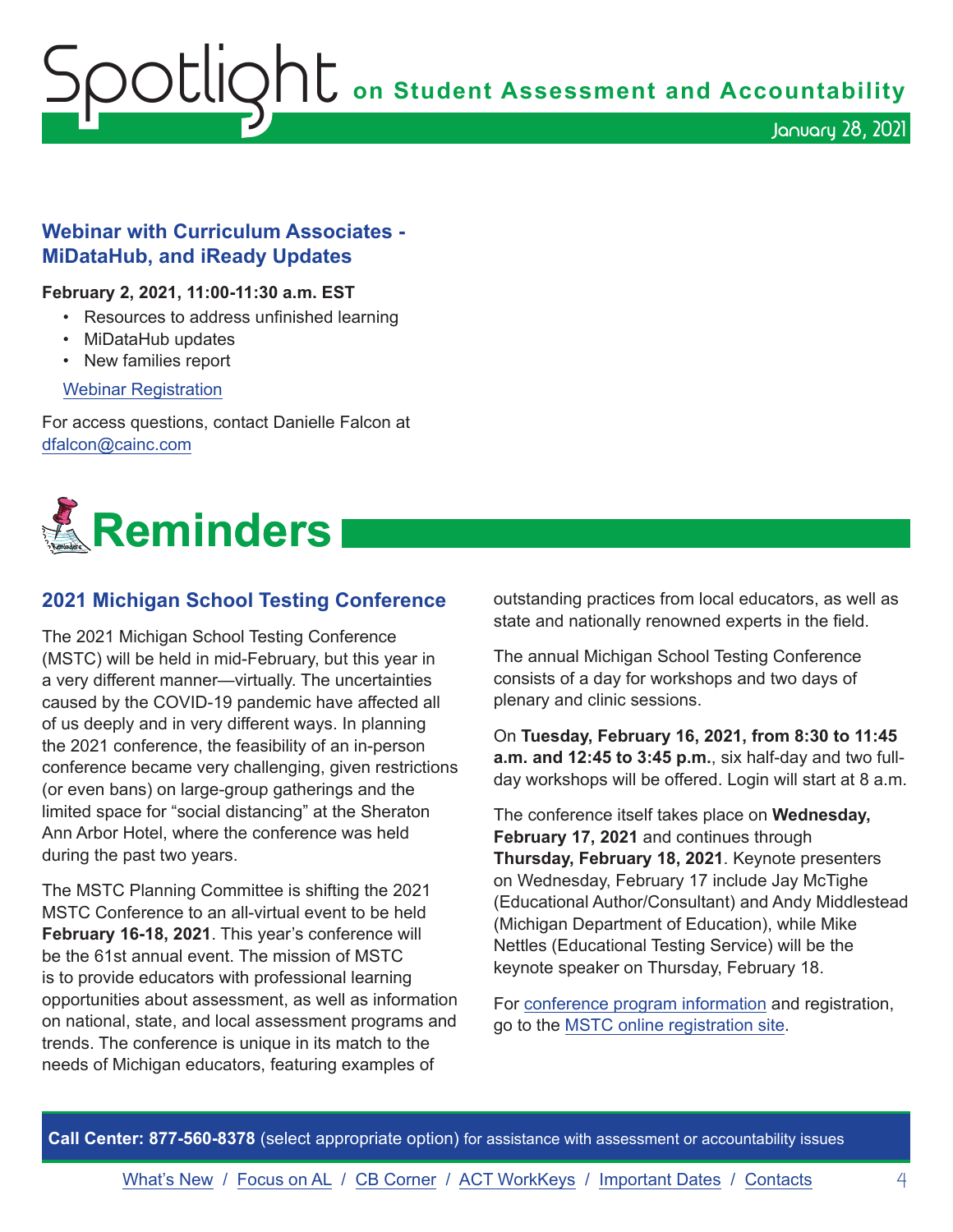### Webinar with Curriculum Associates - MiDataHub, and iReady Updates

**February 2, 2021, 11:00-11:30 a.m. EST**

- Resources to address unfinished learning
- MiDataHub updates
- New families report

Webinar Registration

For access questions, contact Danielle Falcon at dfalcon@cainc.com

# Reminders

### 2021 Michigan School Testing Conference

The 2021 Michigan School Testing Conference (MSTC) will be held in mid-February, but this year in a very different manner—virtually. The uncertainties caused by the COVID-19 pandemic have affected all of us deeply and in very different ways. In planning the 2021 conference, the feasibility of an in-person conference became very challenging, given restrictions (or even bans) on large-group gatherings and the limited space for "social distancing" at the Sheraton Ann Arbor Hotel, where the conference was held during the past two years.

The MSTC Planning Committee is shifting the 2021 MSTC Conference to an all-virtual event to be held **February 16-18, 2021**. This year's conference will be the 61st annual event. The mission of MSTC is to provide educators with professional learning opportunities about assessment, as well as information on national, state, and local assessment programs and trends. The conference is unique in its match to the needs of Michigan educators, featuring examples of outstanding practices from local educators, as well as state and nationally renowned experts in the field.

The annual Michigan School Testing Conference consists of a day for workshops and two days of plenary and clinic sessions.

On **Tuesday, February 16, 2021, from 8:30 to 11:45 a.m. and 12:45 to 3:45 p.m.**, six half-day and two full-day workshops will be offered. Login will start at 8 a.m.

The conference itself takes place on **Wednesday, February 17, 2021** and continues through **Thursday, February 18, 2021**. Keynote presenters on Wednesday, February 17 include Jay McTighe (Educational Author/Consultant) and Andy Middlestead (Michigan Department of Education), while Mike Nettles (Educational Testing Service) will be the keynote speaker on Thursday, February 18.

For conference program information and registration, go to the MSTC online registration site.

**Call Center: 877-560-8378** (select appropriate option) for assistance with assessment or accountability issues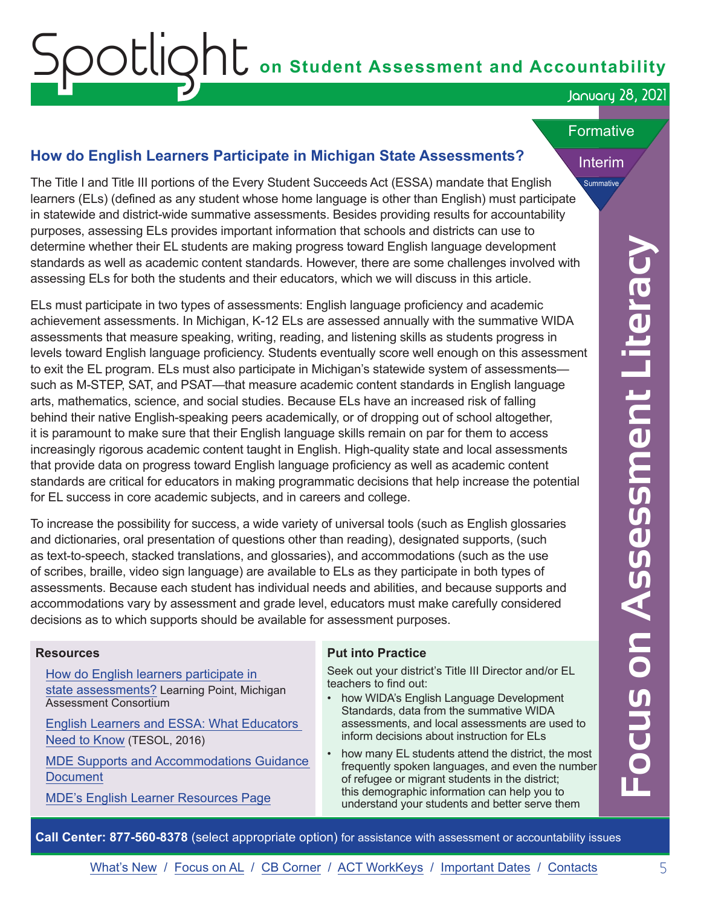## How do English Learners Participate in Michigan State Assessments?

The Title I and Title III portions of the Every Student Succeeds Act (ESSA) mandate that English learners (ELs) (defined as any student whose home language is other than English) must participate in statewide and district-wide summative assessments. Besides providing results for accountability purposes, assessing ELs provides important information that schools and districts can use to determine whether their EL students are making progress toward English language development standards as well as academic content standards. However, there are some challenges involved with assessing ELs for both the students and their educators, which we will discuss in this article.

ELs must participate in two types of assessments: English language proficiency and academic achievement assessments. In Michigan, K-12 ELs are assessed annually with the summative WIDA assessments that measure speaking, writing, reading, and listening skills as students progress in levels toward English language proficiency. Students eventually score well enough on this assessment to exit the EL program. ELs must also participate in Michigan's statewide system of assessments—such as M-STEP, SAT, and PSAT—that measure academic content standards in English language arts, mathematics, science, and social studies. Because ELs have an increased risk of falling behind their native English-speaking peers academically, or of dropping out of school altogether, it is paramount to make sure that their English language skills remain on par for them to access increasingly rigorous academic content taught in English. High-quality state and local assessments that provide data on progress toward English language proficiency as well as academic content standards are critical for educators in making programmatic decisions that help increase the potential for EL success in core academic subjects, and in careers and college.

To increase the possibility for success, a wide variety of universal tools (such as English glossaries and dictionaries, oral presentation of questions other than reading), designated supports, (such as text-to-speech, stacked translations, and glossaries), and accommodations (such as the use of scribes, braille, video sign language) are available to ELs as they participate in both types of assessments. Because each student has individual needs and abilities, and because supports and accommodations vary by assessment and grade level, educators must make carefully considered decisions as to which supports should be available for assessment purposes.

### Resources

- How do English learners participate in state assessments? Learning Point, Michigan Assessment Consortium
- English Learners and ESSA: What Educators Need to Know (TESOL, 2016)
- MDE Supports and Accommodations Guidance Document
- MDE's English Learner Resources Page

### Put into Practice

Seek out your district's Title III Director and/or EL teachers to find out:

- how WIDA's English Language Development Standards, data from the summative WIDA assessments, and local assessments are used to inform decisions about instruction for ELs
- how many EL students attend the district, the most frequently spoken languages, and even the number of refugee or migrant students in the district; this demographic information can help you to understand your students and better serve them

**Call Center: 877-560-8378** (select appropriate option) for assistance with assessment or accountability issues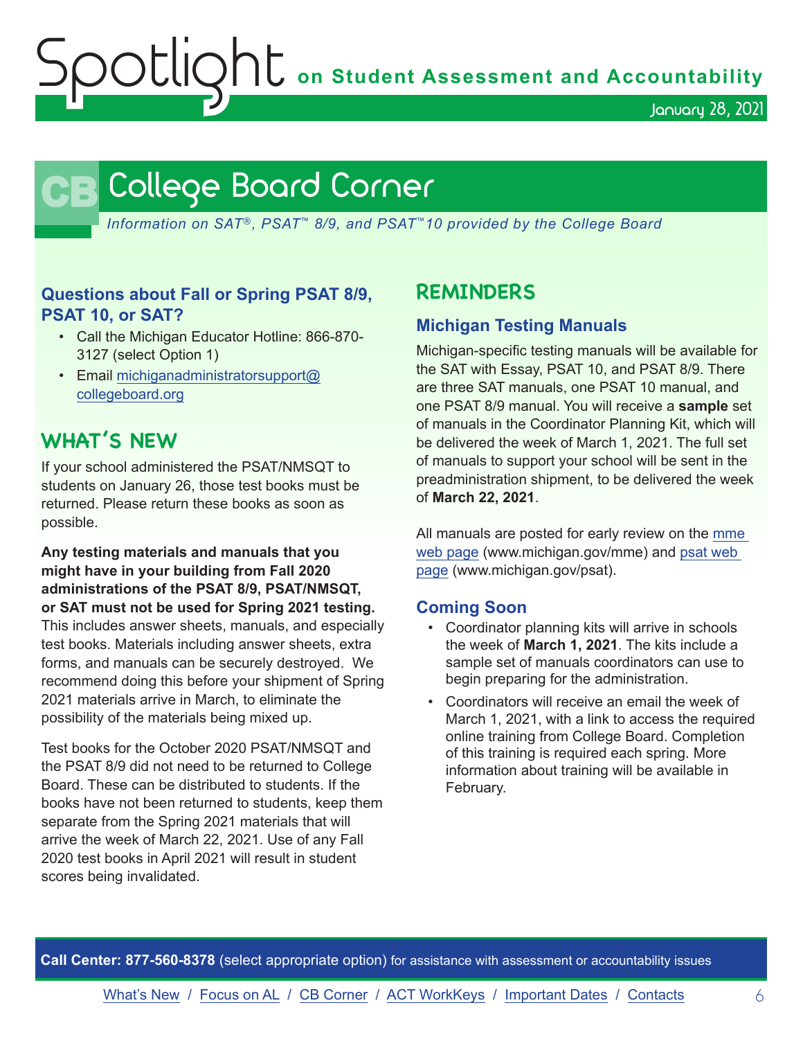# College Board Corner

*Information on SAT®, PSAT™ 8/9, and PSAT™10 provided by the College Board*

### Questions about Fall or Spring PSAT 8/9, PSAT 10, or SAT?

- Call the Michigan Educator Hotline: 866-870-3127 (select Option 1)
- Email michiganadministratorsupport@collegeboard.org

## WHAT'S NEW

If your school administered the PSAT/NMSQT to students on January 26, those test books must be returned. Please return these books as soon as possible.

**Any testing materials and manuals that you might have in your building from Fall 2020 administrations of the PSAT 8/9, PSAT/NMSQT, or SAT must not be used for Spring 2021 testing.** This includes answer sheets, manuals, and especially test books. Materials including answer sheets, extra forms, and manuals can be securely destroyed. We recommend doing this before your shipment of Spring 2021 materials arrive in March, to eliminate the possibility of the materials being mixed up.

Test books for the October 2020 PSAT/NMSQT and the PSAT 8/9 did not need to be returned to College Board. These can be distributed to students. If the books have not been returned to students, keep them separate from the Spring 2021 materials that will arrive the week of March 22, 2021. Use of any Fall 2020 test books in April 2021 will result in student scores being invalidated.

## REMINDERS

### Michigan Testing Manuals

Michigan-specific testing manuals will be available for the SAT with Essay, PSAT 10, and PSAT 8/9. There are three SAT manuals, one PSAT 10 manual, and one PSAT 8/9 manual. You will receive a **sample** set of manuals in the Coordinator Planning Kit, which will be delivered the week of March 1, 2021. The full set of manuals to support your school will be sent in the preadministration shipment, to be delivered the week of **March 22, 2021**.

All manuals are posted for early review on the mme web page (www.michigan.gov/mme) and psat web page (www.michigan.gov/psat).

### Coming Soon

- Coordinator planning kits will arrive in schools the week of **March 1, 2021**. The kits include a sample set of manuals coordinators can use to begin preparing for the administration.
- Coordinators will receive an email the week of March 1, 2021, with a link to access the required online training from College Board. Completion of this training is required each spring. More information about training will be available in February.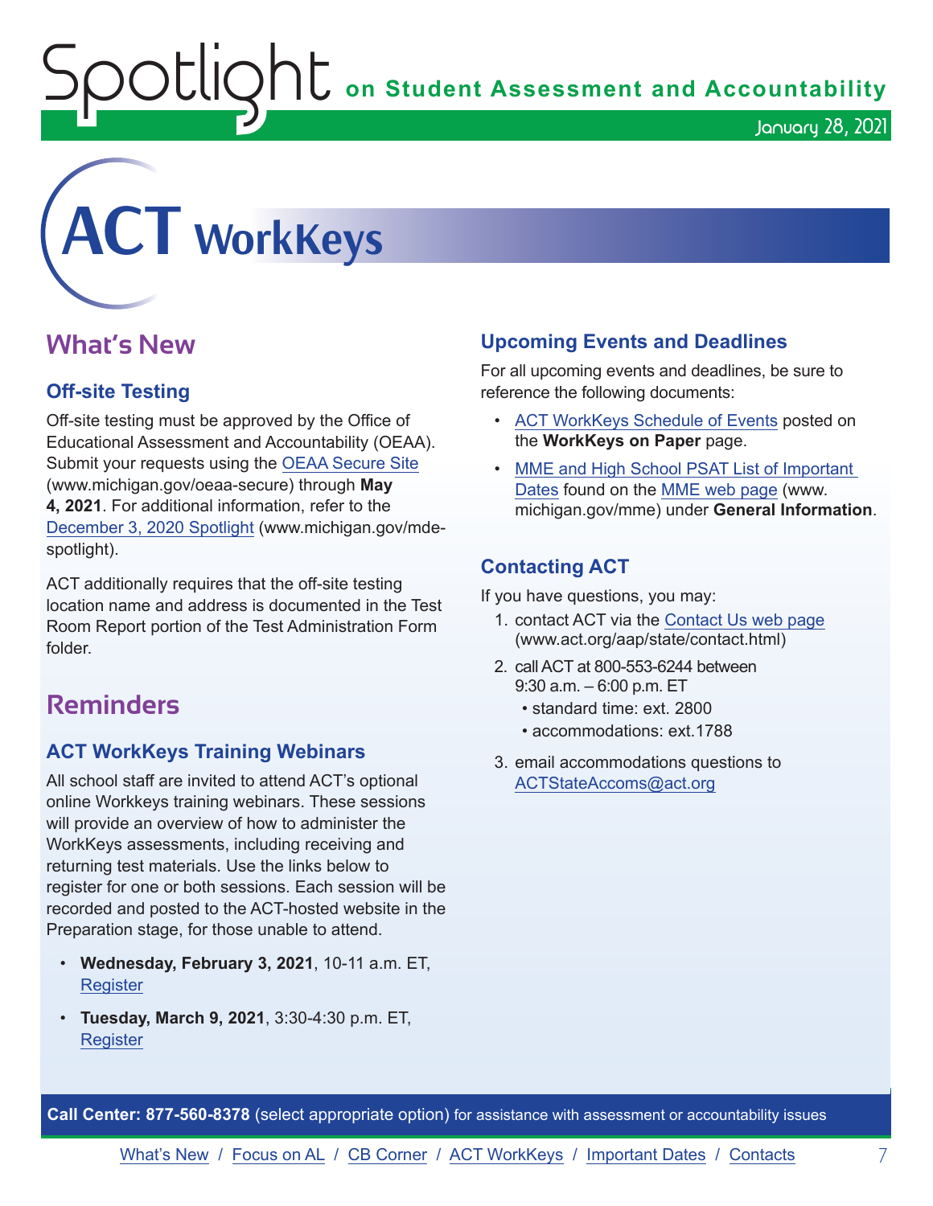# ACT WorkKeys

## What's New

### Off-site Testing

Off-site testing must be approved by the Office of Educational Assessment and Accountability (OEAA). Submit your requests using the OEAA Secure Site (www.michigan.gov/oeaa-secure) through **May 4, 2021**. For additional information, refer to the December 3, 2020 Spotlight (www.michigan.gov/mde-spotlight).

ACT additionally requires that the off-site testing location name and address is documented in the Test Room Report portion of the Test Administration Form folder.

## Reminders

### ACT WorkKeys Training Webinars

All school staff are invited to attend ACT's optional online Workkeys training webinars. These sessions will provide an overview of how to administer the WorkKeys assessments, including receiving and returning test materials. Use the links below to register for one or both sessions. Each session will be recorded and posted to the ACT-hosted website in the Preparation stage, for those unable to attend.

- **Wednesday, February 3, 2021**, 10-11 a.m. ET, Register
- **Tuesday, March 9, 2021**, 3:30-4:30 p.m. ET, Register

### Upcoming Events and Deadlines

For all upcoming events and deadlines, be sure to reference the following documents:

- ACT WorkKeys Schedule of Events posted on the **WorkKeys on Paper** page.
- MME and High School PSAT List of Important Dates found on the MME web page (www.michigan.gov/mme) under **General Information**.

### Contacting ACT

If you have questions, you may:

1. contact ACT via the Contact Us web page (www.act.org/aap/state/contact.html)
2. call ACT at 800-553-6244 between 9:30 a.m. – 6:00 p.m. ET
   - standard time: ext. 2800
   - accommodations: ext.1788
3. email accommodations questions to ACTStateAccoms@act.org

**Call Center: 877-560-8378** (select appropriate option) for assistance with assessment or accountability issues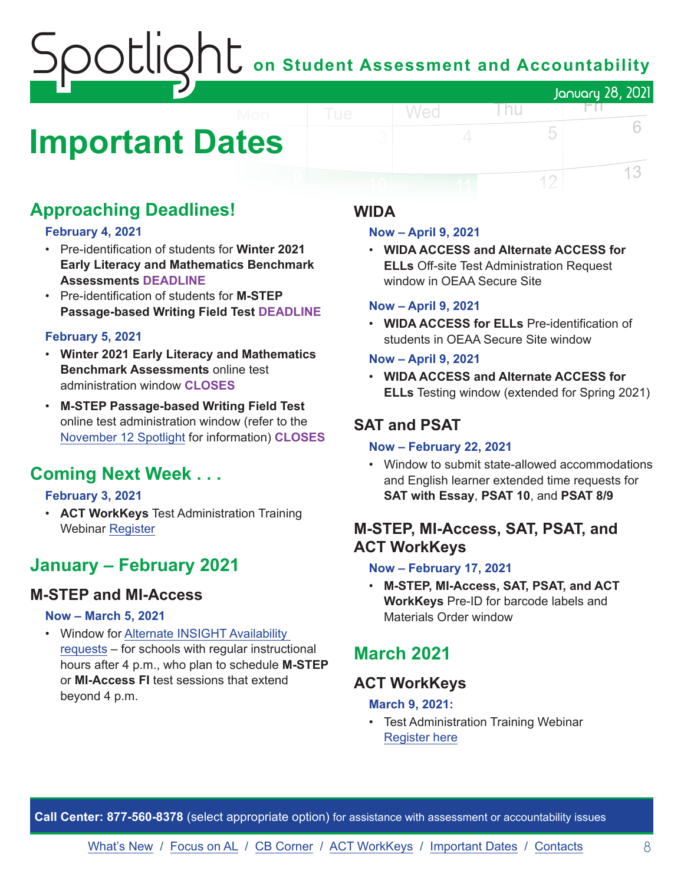# Important Dates

## Approaching Deadlines!

**February 4, 2021**

- Pre-identification of students for **Winter 2021 Early Literacy and Mathematics Benchmark Assessments** **DEADLINE**
- Pre-identification of students for **M-STEP Passage-based Writing Field Test** **DEADLINE**

**February 5, 2021**

- **Winter 2021 Early Literacy and Mathematics Benchmark Assessments** online test administration window **CLOSES**
- **M-STEP Passage-based Writing Field Test** online test administration window (refer to the November 12 Spotlight for information) **CLOSES**

## Coming Next Week . . .

**February 3, 2021**

- **ACT WorkKeys** Test Administration Training Webinar Register

## January – February 2021

### M-STEP and MI-Access

**Now – March 5, 2021**

- Window for Alternate INSIGHT Availability requests – for schools with regular instructional hours after 4 p.m., who plan to schedule **M-STEP** or **MI-Access FI** test sessions that extend beyond 4 p.m.

### WIDA

**Now – April 9, 2021**

- **WIDA ACCESS and Alternate ACCESS for ELLs** Off-site Test Administration Request window in OEAA Secure Site

**Now – April 9, 2021**

- **WIDA ACCESS for ELLs** Pre-identification of students in OEAA Secure Site window

**Now – April 9, 2021**

- **WIDA ACCESS and Alternate ACCESS for ELLs** Testing window (extended for Spring 2021)

### SAT and PSAT

**Now – February 22, 2021**

- Window to submit state-allowed accommodations and English learner extended time requests for **SAT with Essay**, **PSAT 10**, and **PSAT 8/9**

### M-STEP, MI-Access, SAT, PSAT, and ACT WorkKeys

**Now – February 17, 2021**

- **M-STEP, MI-Access, SAT, PSAT, and ACT WorkKeys** Pre-ID for barcode labels and Materials Order window

## March 2021

### ACT WorkKeys

**March 9, 2021:**

- Test Administration Training Webinar Register here

**Call Center: 877-560-8378** (select appropriate option) for assistance with assessment or accountability issues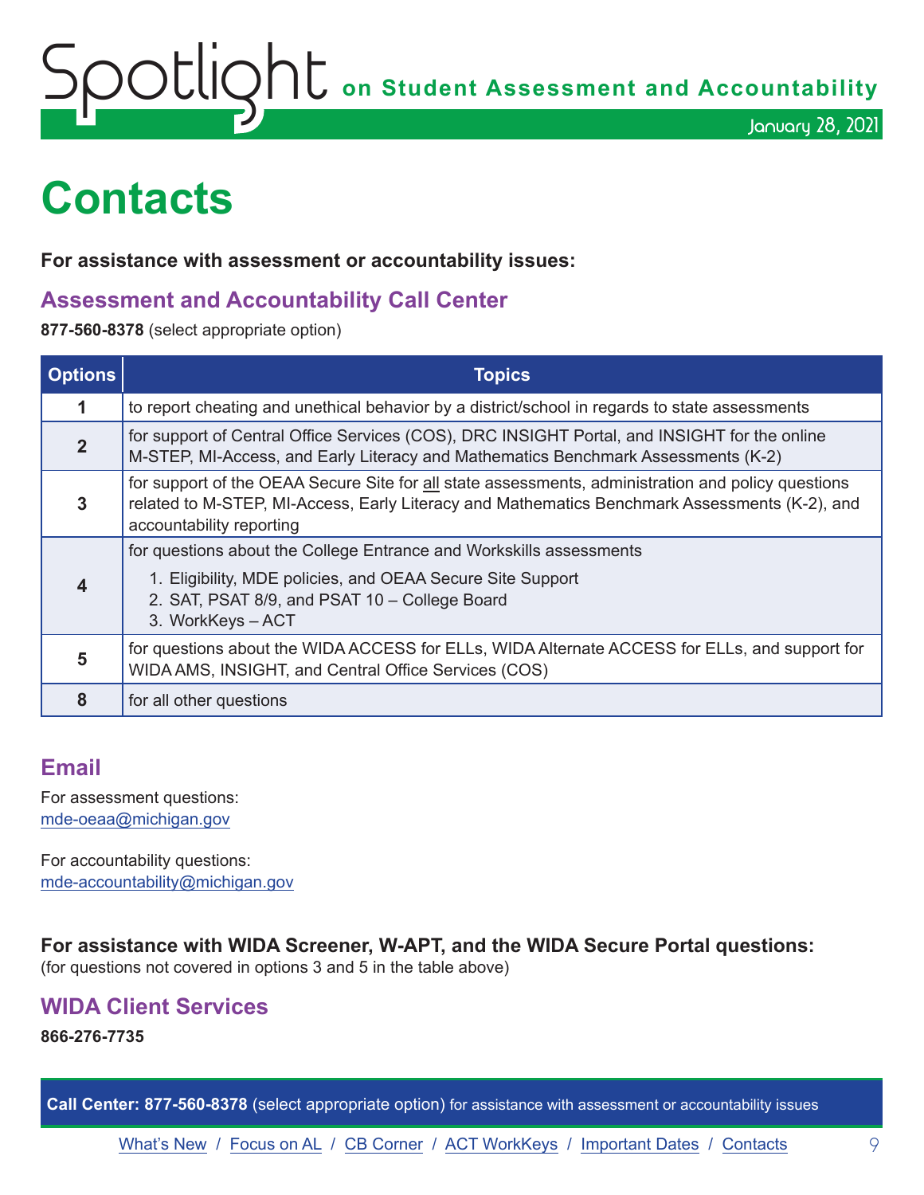# Contacts

**For assistance with assessment or accountability issues:**

## Assessment and Accountability Call Center

**877-560-8378** (select appropriate option)

| Options | Topics |
|---|---|
| **1** | to report cheating and unethical behavior by a district/school in regards to state assessments |
| **2** | for support of Central Office Services (COS), DRC INSIGHT Portal, and INSIGHT for the online M-STEP, MI-Access, and Early Literacy and Mathematics Benchmark Assessments (K-2) |
| **3** | for support of the OEAA Secure Site for all state assessments, administration and policy questions related to M-STEP, MI-Access, Early Literacy and Mathematics Benchmark Assessments (K-2), and accountability reporting |
| **4** | for questions about the College Entrance and Workskills assessments<br>1. Eligibility, MDE policies, and OEAA Secure Site Support<br>2. SAT, PSAT 8/9, and PSAT 10 – College Board<br>3. WorkKeys – ACT |
| **5** | for questions about the WIDA ACCESS for ELLs, WIDA Alternate ACCESS for ELLs, and support for WIDA AMS, INSIGHT, and Central Office Services (COS) |
| **8** | for all other questions |

## Email

For assessment questions:
mde-oeaa@michigan.gov

For accountability questions:
mde-accountability@michigan.gov

**For assistance with WIDA Screener, W-APT, and the WIDA Secure Portal questions:**
(for questions not covered in options 3 and 5 in the table above)

## WIDA Client Services

**866-276-7735**

**Call Center: 877-560-8378** (select appropriate option) for assistance with assessment or accountability issues